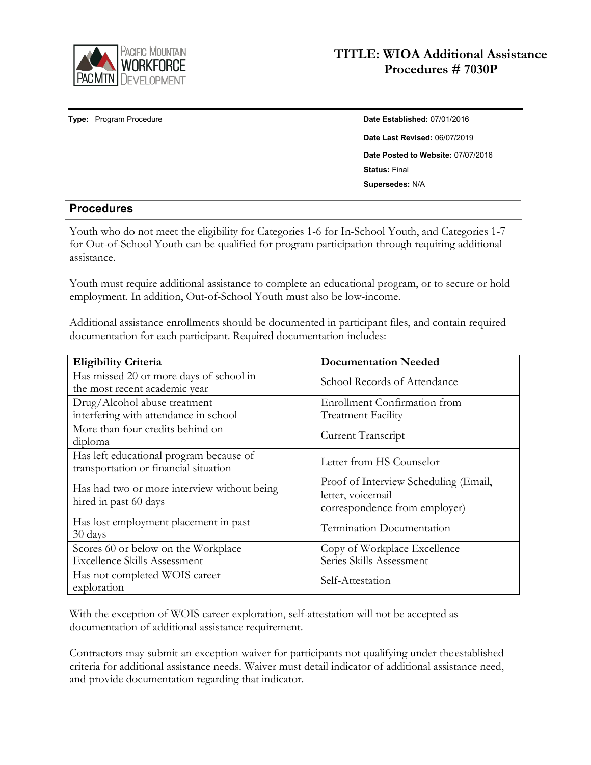# TITLE: WIOA Additional Assistance Procedures # 7030P

**Type:** Program Procedure

**Date Established:** 07/01/2016

**Date Last Revised:** 06/07/2019

**Date Posted to Website:** 07/07/2016

**Status:** Final

**Supersedes:** N/A

## Procedures

Youth who do not meet the eligibility for Categories 1-6 for In-School Youth, and Categories 1-7 for Out-of-School Youth can be qualified for program participation through requiring additional assistance.

Youth must require additional assistance to complete an educational program, or to secure or hold employment. In addition, Out-of-School Youth must also be low-income.

Additional assistance enrollments should be documented in participant files, and contain required documentation for each participant. Required documentation includes:

| Eligibility Criteria | Documentation Needed |
|---|---|
| Has missed 20 or more days of school in the most recent academic year | School Records of Attendance |
| Drug/Alcohol abuse treatment interfering with attendance in school | Enrollment Confirmation from Treatment Facility |
| More than four credits behind on diploma | Current Transcript |
| Has left educational program because of transportation or financial situation | Letter from HS Counselor |
| Has had two or more interview without being hired in past 60 days | Proof of Interview Scheduling (Email, letter, voicemail correspondence from employer) |
| Has lost employment placement in past 30 days | Termination Documentation |
| Scores 60 or below on the Workplace Excellence Skills Assessment | Copy of Workplace Excellence Series Skills Assessment |
| Has not completed WOIS career exploration | Self-Attestation |

With the exception of WOIS career exploration, self-attestation will not be accepted as documentation of additional assistance requirement.

Contractors may submit an exception waiver for participants not qualifying under the established criteria for additional assistance needs. Waiver must detail indicator of additional assistance need, and provide documentation regarding that indicator.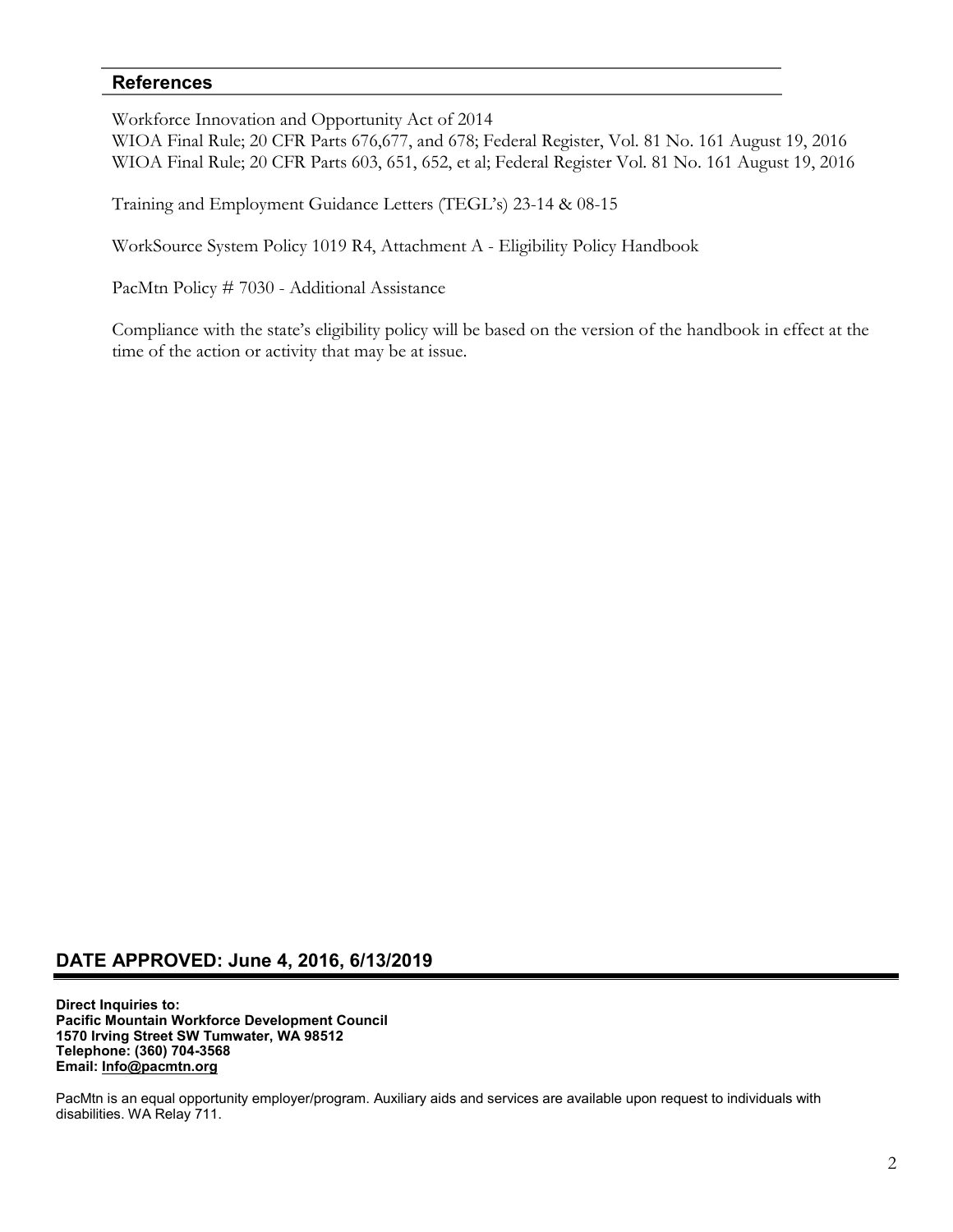## References

Workforce Innovation and Opportunity Act of 2014
WIOA Final Rule; 20 CFR Parts 676,677, and 678; Federal Register, Vol. 81 No. 161 August 19, 2016
WIOA Final Rule; 20 CFR Parts 603, 651, 652, et al; Federal Register Vol. 81 No. 161 August 19, 2016

Training and Employment Guidance Letters (TEGL's) 23-14 & 08-15

WorkSource System Policy 1019 R4, Attachment A - Eligibility Policy Handbook

PacMtn Policy # 7030 - Additional Assistance

Compliance with the state's eligibility policy will be based on the version of the handbook in effect at the time of the action or activity that may be at issue.

## DATE APPROVED: June 4, 2016, 6/13/2019

**Direct Inquiries to:**
**Pacific Mountain Workforce Development Council**
**1570 Irving Street SW Tumwater, WA 98512**
**Telephone: (360) 704-3568**
**Email: Info@pacmtn.org**

PacMtn is an equal opportunity employer/program. Auxiliary aids and services are available upon request to individuals with disabilities. WA Relay 711.